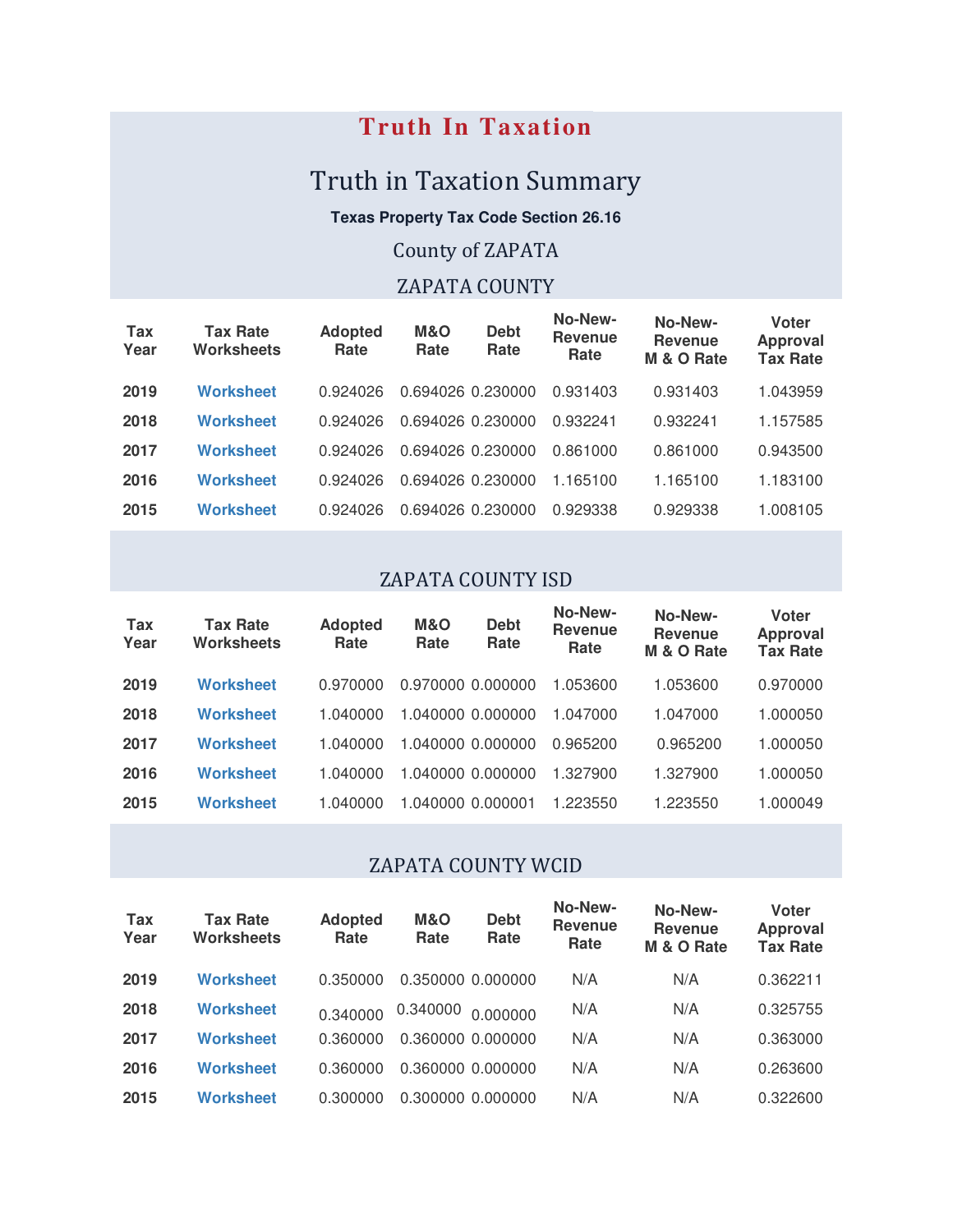# Truth In Taxation

## Truth in Taxation Summary

**Texas Property Tax Code Section 26.16**

County of ZAPATA

### ZAPATA COUNTY

| Tax Year | Tax Rate Worksheets | Adopted Rate | M&O Rate | Debt Rate | No-New-Revenue Rate | No-New-Revenue M & O Rate | Voter Approval Tax Rate |
|---|---|---|---|---|---|---|---|
| 2019 | Worksheet | 0.924026 | 0.694026 | 0.230000 | 0.931403 | 0.931403 | 1.043959 |
| 2018 | Worksheet | 0.924026 | 0.694026 | 0.230000 | 0.932241 | 0.932241 | 1.157585 |
| 2017 | Worksheet | 0.924026 | 0.694026 | 0.230000 | 0.861000 | 0.861000 | 0.943500 |
| 2016 | Worksheet | 0.924026 | 0.694026 | 0.230000 | 1.165100 | 1.165100 | 1.183100 |
| 2015 | Worksheet | 0.924026 | 0.694026 | 0.230000 | 0.929338 | 0.929338 | 1.008105 |

### ZAPATA COUNTY ISD

| Tax Year | Tax Rate Worksheets | Adopted Rate | M&O Rate | Debt Rate | No-New-Revenue Rate | No-New-Revenue M & O Rate | Voter Approval Tax Rate |
|---|---|---|---|---|---|---|---|
| 2019 | Worksheet | 0.970000 | 0.970000 | 0.000000 | 1.053600 | 1.053600 | 0.970000 |
| 2018 | Worksheet | 1.040000 | 1.040000 | 0.000000 | 1.047000 | 1.047000 | 1.000050 |
| 2017 | Worksheet | 1.040000 | 1.040000 | 0.000000 | 0.965200 | 0.965200 | 1.000050 |
| 2016 | Worksheet | 1.040000 | 1.040000 | 0.000000 | 1.327900 | 1.327900 | 1.000050 |
| 2015 | Worksheet | 1.040000 | 1.040000 | 0.000001 | 1.223550 | 1.223550 | 1.000049 |

### ZAPATA COUNTY WCID

| Tax Year | Tax Rate Worksheets | Adopted Rate | M&O Rate | Debt Rate | No-New-Revenue Rate | No-New-Revenue M & O Rate | Voter Approval Tax Rate |
|---|---|---|---|---|---|---|---|
| 2019 | Worksheet | 0.350000 | 0.350000 | 0.000000 | N/A | N/A | 0.362211 |
| 2018 | Worksheet | 0.340000 | 0.340000 | 0.000000 | N/A | N/A | 0.325755 |
| 2017 | Worksheet | 0.360000 | 0.360000 | 0.000000 | N/A | N/A | 0.363000 |
| 2016 | Worksheet | 0.360000 | 0.360000 | 0.000000 | N/A | N/A | 0.263600 |
| 2015 | Worksheet | 0.300000 | 0.300000 | 0.000000 | N/A | N/A | 0.322600 |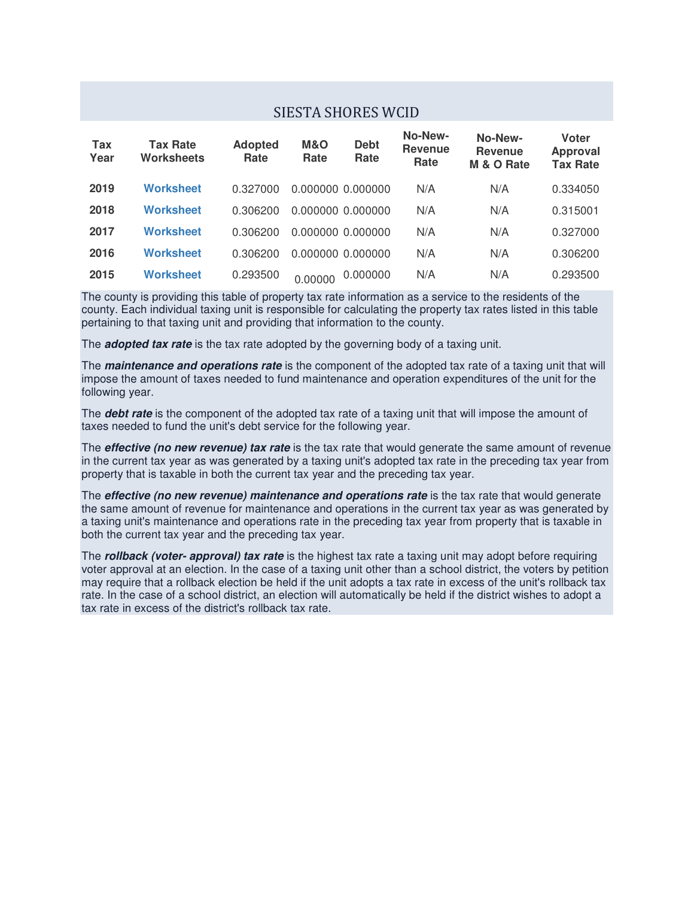## SIESTA SHORES WCID

| Tax Year | Tax Rate Worksheets | Adopted Rate | M&O Rate | Debt Rate | No-New-Revenue Rate | No-New-Revenue M & O Rate | Voter Approval Tax Rate |
|---|---|---|---|---|---|---|---|
| 2019 | Worksheet | 0.327000 | 0.000000 | 0.000000 | N/A | N/A | 0.334050 |
| 2018 | Worksheet | 0.306200 | 0.000000 | 0.000000 | N/A | N/A | 0.315001 |
| 2017 | Worksheet | 0.306200 | 0.000000 | 0.000000 | N/A | N/A | 0.327000 |
| 2016 | Worksheet | 0.306200 | 0.000000 | 0.000000 | N/A | N/A | 0.306200 |
| 2015 | Worksheet | 0.293500 | 0.00000 | 0.000000 | N/A | N/A | 0.293500 |

The county is providing this table of property tax rate information as a service to the residents of the county. Each individual taxing unit is responsible for calculating the property tax rates listed in this table pertaining to that taxing unit and providing that information to the county.

The ***adopted tax rate*** is the tax rate adopted by the governing body of a taxing unit.

The ***maintenance and operations rate*** is the component of the adopted tax rate of a taxing unit that will impose the amount of taxes needed to fund maintenance and operation expenditures of the unit for the following year.

The ***debt rate*** is the component of the adopted tax rate of a taxing unit that will impose the amount of taxes needed to fund the unit's debt service for the following year.

The ***effective (no new revenue) tax rate*** is the tax rate that would generate the same amount of revenue in the current tax year as was generated by a taxing unit's adopted tax rate in the preceding tax year from property that is taxable in both the current tax year and the preceding tax year.

The ***effective (no new revenue) maintenance and operations rate*** is the tax rate that would generate the same amount of revenue for maintenance and operations in the current tax year as was generated by a taxing unit's maintenance and operations rate in the preceding tax year from property that is taxable in both the current tax year and the preceding tax year.

The ***rollback (voter- approval) tax rate*** is the highest tax rate a taxing unit may adopt before requiring voter approval at an election. In the case of a taxing unit other than a school district, the voters by petition may require that a rollback election be held if the unit adopts a tax rate in excess of the unit's rollback tax rate. In the case of a school district, an election will automatically be held if the district wishes to adopt a tax rate in excess of the district's rollback tax rate.